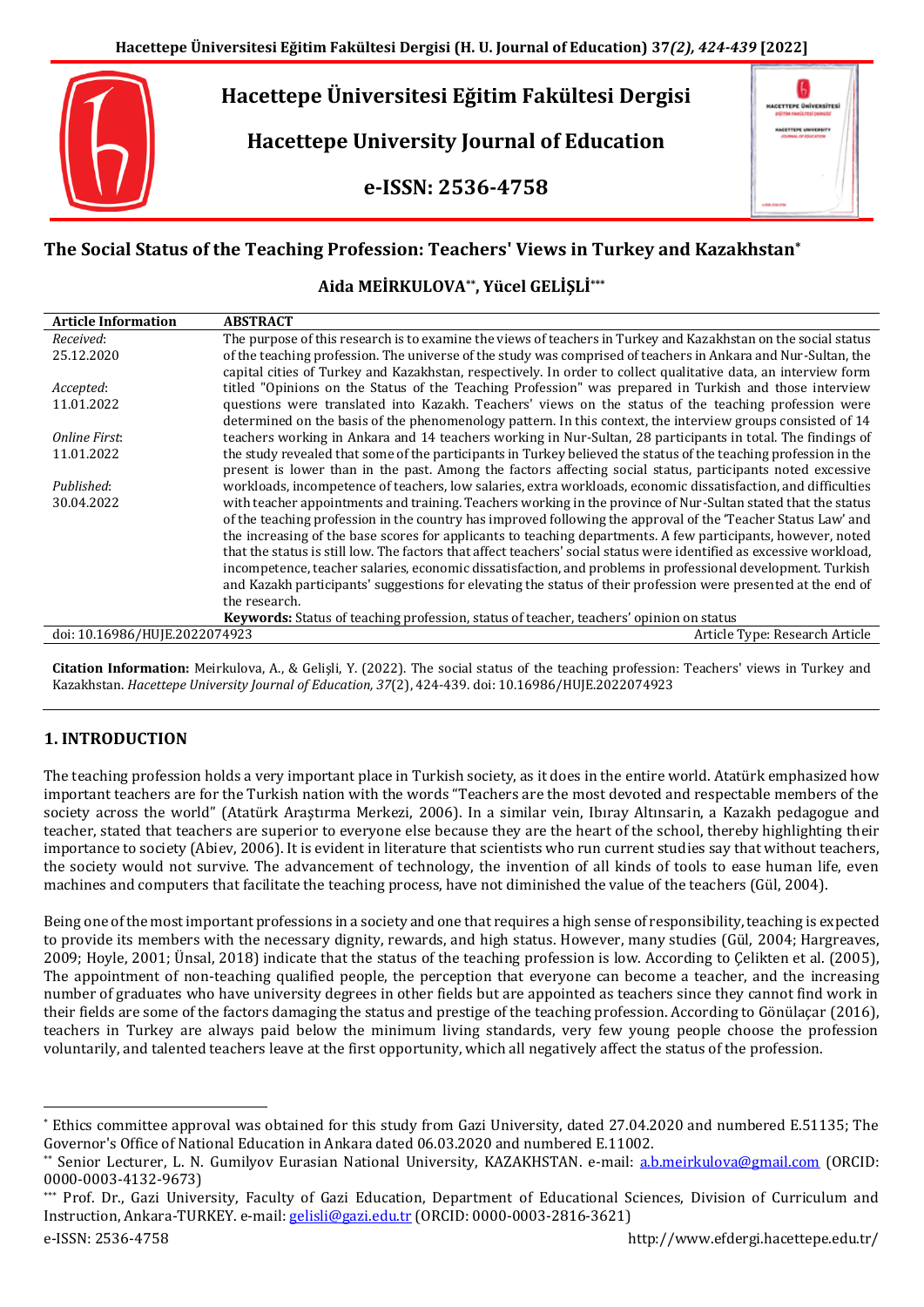# Hacettepe Üniversitesi Eğitim Fakültesi Dergisi

# Hacettepe University Journal of Education

**e-ISSN: 2536-4758**

## The Social Status of the Teaching Profession: Teachers' Views in Turkey and Kazakhstan*

**Aida MEİRKULOVA**, Yücel GELİŞLİ*****

| Article Information | ABSTRACT |
|---|---|
| *Received*: 25.12.2020<br>*Accepted*: 11.01.2022<br>*Online First*: 11.01.2022<br>*Published*: 30.04.2022 | The purpose of this research is to examine the views of teachers in Turkey and Kazakhstan on the social status of the teaching profession. The universe of the study was comprised of teachers in Ankara and Nur-Sultan, the capital cities of Turkey and Kazakhstan, respectively. In order to collect qualitative data, an interview form titled "Opinions on the Status of the Teaching Profession" was prepared in Turkish and those interview questions were translated into Kazakh. Teachers' views on the status of the teaching profession were determined on the basis of the phenomenology pattern. In this context, the interview groups consisted of 14 teachers working in Ankara and 14 teachers working in Nur-Sultan, 28 participants in total. The findings of the study revealed that some of the participants in Turkey believed the status of the teaching profession in the present is lower than in the past. Among the factors affecting social status, participants noted excessive workloads, incompetence of teachers, low salaries, extra workloads, economic dissatisfaction, and difficulties with teacher appointments and training. Teachers working in the province of Nur-Sultan stated that the status of the teaching profession in the country has improved following the approval of the 'Teacher Status Law' and the increasing of the base scores for applicants to teaching departments. A few participants, however, noted that the status is still low. The factors that affect teachers' social status were identified as excessive workload, incompetence, teacher salaries, economic dissatisfaction, and problems in professional development. Turkish and Kazakh participants' suggestions for elevating the status of their profession were presented at the end of the research.<br>**Keywords:** Status of teaching profession, status of teacher, teachers' opinion on status |
| doi: 10.16986/HUJE.2022074923 | Article Type: Research Article |

**Citation Information:** Meirkulova, A., & Gelişli, Y. (2022). The social status of the teaching profession: Teachers' views in Turkey and Kazakhstan. *Hacettepe University Journal of Education, 37*(2), 424-439. doi: 10.16986/HUJE.2022074923

## 1. INTRODUCTION

The teaching profession holds a very important place in Turkish society, as it does in the entire world. Atatürk emphasized how important teachers are for the Turkish nation with the words "Teachers are the most devoted and respectable members of the society across the world" (Atatürk Araştırma Merkezi, 2006). In a similar vein, Ibıray Altınsarin, a Kazakh pedagogue and teacher, stated that teachers are superior to everyone else because they are the heart of the school, thereby highlighting their importance to society (Abiev, 2006). It is evident in literature that scientists who run current studies say that without teachers, the society would not survive. The advancement of technology, the invention of all kinds of tools to ease human life, even machines and computers that facilitate the teaching process, have not diminished the value of the teachers (Gül, 2004).

Being one of the most important professions in a society and one that requires a high sense of responsibility, teaching is expected to provide its members with the necessary dignity, rewards, and high status. However, many studies (Gül, 2004; Hargreaves, 2009; Hoyle, 2001; Ünsal, 2018) indicate that the status of the teaching profession is low. According to Çelikten et al. (2005), The appointment of non-teaching qualified people, the perception that everyone can become a teacher, and the increasing number of graduates who have university degrees in other fields but are appointed as teachers since they cannot find work in their fields are some of the factors damaging the status and prestige of the teaching profession. According to Gönülaçar (2016), teachers in Turkey are always paid below the minimum living standards, very few young people choose the profession voluntarily, and talented teachers leave at the first opportunity, which all negatively affect the status of the profession.

---

\* Ethics committee approval was obtained for this study from Gazi University, dated 27.04.2020 and numbered E.51135; The Governor's Office of National Education in Ankara dated 06.03.2020 and numbered E.11002.

\*\* Senior Lecturer, L. N. Gumilyov Eurasian National University, KAZAKHSTAN. e-mail: a.b.meirkulova@gmail.com (ORCID: 0000-0003-4132-9673)

\*\*\* Prof. Dr., Gazi University, Faculty of Gazi Education, Department of Educational Sciences, Division of Curriculum and Instruction, Ankara-TURKEY. e-mail: gelisli@gazi.edu.tr (ORCID: 0000-0003-2816-3621)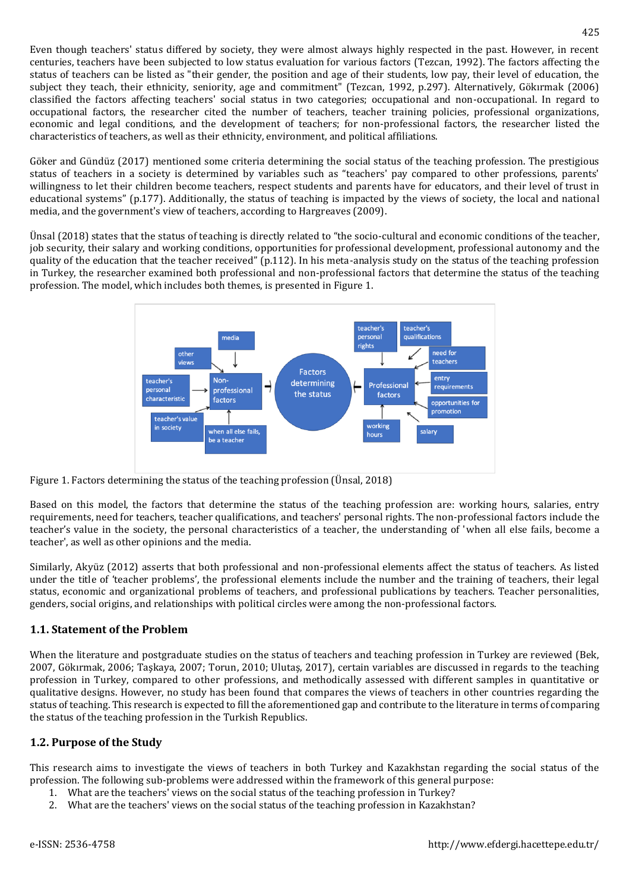Even though teachers' status differed by society, they were almost always highly respected in the past. However, in recent centuries, teachers have been subjected to low status evaluation for various factors (Tezcan, 1992). The factors affecting the status of teachers can be listed as "their gender, the position and age of their students, low pay, their level of education, the subject they teach, their ethnicity, seniority, age and commitment" (Tezcan, 1992, p.297). Alternatively, Gökırmak (2006) classified the factors affecting teachers' social status in two categories; occupational and non-occupational. In regard to occupational factors, the researcher cited the number of teachers, teacher training policies, professional organizations, economic and legal conditions, and the development of teachers; for non-professional factors, the researcher listed the characteristics of teachers, as well as their ethnicity, environment, and political affiliations.

Göker and Gündüz (2017) mentioned some criteria determining the social status of the teaching profession. The prestigious status of teachers in a society is determined by variables such as "teachers' pay compared to other professions, parents' willingness to let their children become teachers, respect students and parents have for educators, and their level of trust in educational systems" (p.177). Additionally, the status of teaching is impacted by the views of society, the local and national media, and the government's view of teachers, according to Hargreaves (2009).

Ünsal (2018) states that the status of teaching is directly related to "the socio-cultural and economic conditions of the teacher, job security, their salary and working conditions, opportunities for professional development, professional autonomy and the quality of the education that the teacher received" (p.112). In his meta-analysis study on the status of the teaching profession in Turkey, the researcher examined both professional and non-professional factors that determine the status of the teaching profession. The model, which includes both themes, is presented in Figure 1.

Figure 1. Factors determining the status of the teaching profession (Ünsal, 2018)

Based on this model, the factors that determine the status of the teaching profession are: working hours, salaries, entry requirements, need for teachers, teacher qualifications, and teachers' personal rights. The non-professional factors include the teacher's value in the society, the personal characteristics of a teacher, the understanding of 'when all else fails, become a teacher', as well as other opinions and the media.

Similarly, Akyüz (2012) asserts that both professional and non-professional elements affect the status of teachers. As listed under the title of 'teacher problems', the professional elements include the number and the training of teachers, their legal status, economic and organizational problems of teachers, and professional publications by teachers. Teacher personalities, genders, social origins, and relationships with political circles were among the non-professional factors.

## 1.1. Statement of the Problem

When the literature and postgraduate studies on the status of teachers and teaching profession in Turkey are reviewed (Bek, 2007, Gökırmak, 2006; Taşkaya, 2007; Torun, 2010; Ulutaş, 2017), certain variables are discussed in regards to the teaching profession in Turkey, compared to other professions, and methodically assessed with different samples in quantitative or qualitative designs. However, no study has been found that compares the views of teachers in other countries regarding the status of teaching. This research is expected to fill the aforementioned gap and contribute to the literature in terms of comparing the status of the teaching profession in the Turkish Republics.

## 1.2. Purpose of the Study

This research aims to investigate the views of teachers in both Turkey and Kazakhstan regarding the social status of the profession. The following sub-problems were addressed within the framework of this general purpose:

1. What are the teachers' views on the social status of the teaching profession in Turkey?
2. What are the teachers' views on the social status of the teaching profession in Kazakhstan?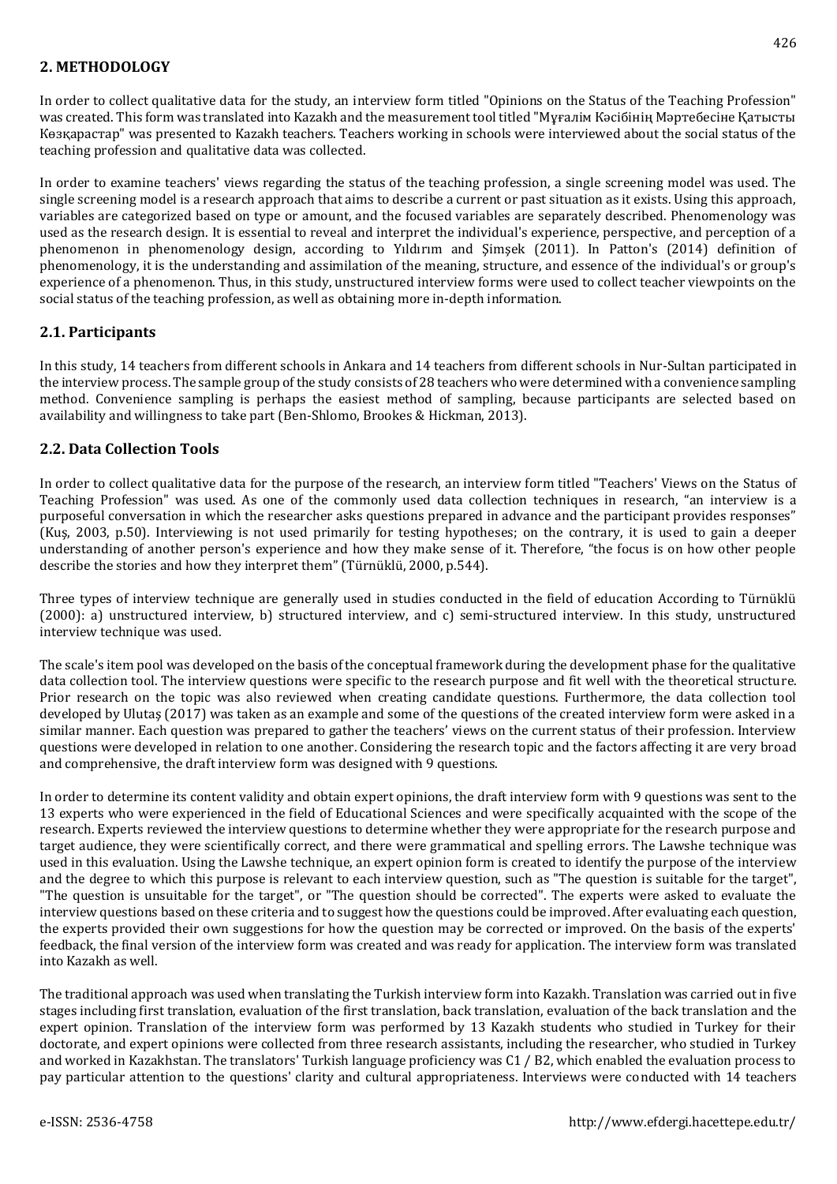## 2. METHODOLOGY

In order to collect qualitative data for the study, an interview form titled "Opinions on the Status of the Teaching Profession" was created. This form was translated into Kazakh and the measurement tool titled "Мұғалім Кәсібінің Мәртебесіне Қатысты Көзқарастар" was presented to Kazakh teachers. Teachers working in schools were interviewed about the social status of the teaching profession and qualitative data was collected.

In order to examine teachers' views regarding the status of the teaching profession, a single screening model was used. The single screening model is a research approach that aims to describe a current or past situation as it exists. Using this approach, variables are categorized based on type or amount, and the focused variables are separately described. Phenomenology was used as the research design. It is essential to reveal and interpret the individual's experience, perspective, and perception of a phenomenon in phenomenology design, according to Yıldırım and Şimşek (2011). In Patton's (2014) definition of phenomenology, it is the understanding and assimilation of the meaning, structure, and essence of the individual's or group's experience of a phenomenon. Thus, in this study, unstructured interview forms were used to collect teacher viewpoints on the social status of the teaching profession, as well as obtaining more in-depth information.

### 2.1. Participants

In this study, 14 teachers from different schools in Ankara and 14 teachers from different schools in Nur-Sultan participated in the interview process. The sample group of the study consists of 28 teachers who were determined with a convenience sampling method. Convenience sampling is perhaps the easiest method of sampling, because participants are selected based on availability and willingness to take part (Ben-Shlomo, Brookes & Hickman, 2013).

### 2.2. Data Collection Tools

In order to collect qualitative data for the purpose of the research, an interview form titled "Teachers' Views on the Status of Teaching Profession" was used. As one of the commonly used data collection techniques in research, "an interview is a purposeful conversation in which the researcher asks questions prepared in advance and the participant provides responses" (Kuş, 2003, p.50). Interviewing is not used primarily for testing hypotheses; on the contrary, it is used to gain a deeper understanding of another person's experience and how they make sense of it. Therefore, "the focus is on how other people describe the stories and how they interpret them" (Türnüklü, 2000, p.544).

Three types of interview technique are generally used in studies conducted in the field of education According to Türnüklü (2000): a) unstructured interview, b) structured interview, and c) semi-structured interview. In this study, unstructured interview technique was used.

The scale's item pool was developed on the basis of the conceptual framework during the development phase for the qualitative data collection tool. The interview questions were specific to the research purpose and fit well with the theoretical structure. Prior research on the topic was also reviewed when creating candidate questions. Furthermore, the data collection tool developed by Ulutaş (2017) was taken as an example and some of the questions of the created interview form were asked in a similar manner. Each question was prepared to gather the teachers' views on the current status of their profession. Interview questions were developed in relation to one another. Considering the research topic and the factors affecting it are very broad and comprehensive, the draft interview form was designed with 9 questions.

In order to determine its content validity and obtain expert opinions, the draft interview form with 9 questions was sent to the 13 experts who were experienced in the field of Educational Sciences and were specifically acquainted with the scope of the research. Experts reviewed the interview questions to determine whether they were appropriate for the research purpose and target audience, they were scientifically correct, and there were grammatical and spelling errors. The Lawshe technique was used in this evaluation. Using the Lawshe technique, an expert opinion form is created to identify the purpose of the interview and the degree to which this purpose is relevant to each interview question, such as "The question is suitable for the target", "The question is unsuitable for the target", or "The question should be corrected". The experts were asked to evaluate the interview questions based on these criteria and to suggest how the questions could be improved. After evaluating each question, the experts provided their own suggestions for how the question may be corrected or improved. On the basis of the experts' feedback, the final version of the interview form was created and was ready for application. The interview form was translated into Kazakh as well.

The traditional approach was used when translating the Turkish interview form into Kazakh. Translation was carried out in five stages including first translation, evaluation of the first translation, back translation, evaluation of the back translation and the expert opinion. Translation of the interview form was performed by 13 Kazakh students who studied in Turkey for their doctorate, and expert opinions were collected from three research assistants, including the researcher, who studied in Turkey and worked in Kazakhstan. The translators' Turkish language proficiency was C1 / B2, which enabled the evaluation process to pay particular attention to the questions' clarity and cultural appropriateness. Interviews were conducted with 14 teachers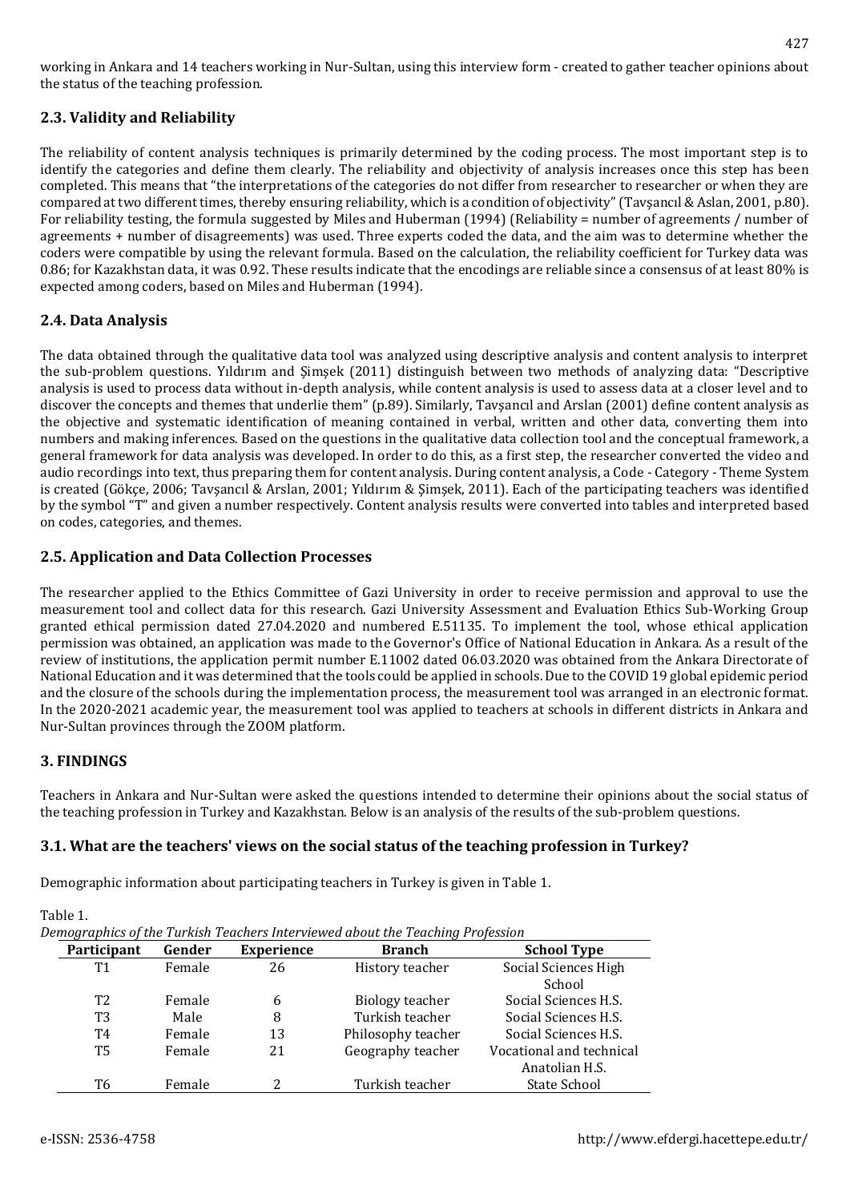working in Ankara and 14 teachers working in Nur-Sultan, using this interview form - created to gather teacher opinions about the status of the teaching profession.

## 2.3. Validity and Reliability

The reliability of content analysis techniques is primarily determined by the coding process. The most important step is to identify the categories and define them clearly. The reliability and objectivity of analysis increases once this step has been completed. This means that "the interpretations of the categories do not differ from researcher to researcher or when they are compared at two different times, thereby ensuring reliability, which is a condition of objectivity" (Tavşancıl & Aslan, 2001, p.80). For reliability testing, the formula suggested by Miles and Huberman (1994) (Reliability = number of agreements / number of agreements + number of disagreements) was used. Three experts coded the data, and the aim was to determine whether the coders were compatible by using the relevant formula. Based on the calculation, the reliability coefficient for Turkey data was 0.86; for Kazakhstan data, it was 0.92. These results indicate that the encodings are reliable since a consensus of at least 80% is expected among coders, based on Miles and Huberman (1994).

## 2.4. Data Analysis

The data obtained through the qualitative data tool was analyzed using descriptive analysis and content analysis to interpret the sub-problem questions. Yıldırım and Şimşek (2011) distinguish between two methods of analyzing data: "Descriptive analysis is used to process data without in-depth analysis, while content analysis is used to assess data at a closer level and to discover the concepts and themes that underlie them" (p.89). Similarly, Tavşancıl and Arslan (2001) define content analysis as the objective and systematic identification of meaning contained in verbal, written and other data, converting them into numbers and making inferences. Based on the questions in the qualitative data collection tool and the conceptual framework, a general framework for data analysis was developed. In order to do this, as a first step, the researcher converted the video and audio recordings into text, thus preparing them for content analysis. During content analysis, a Code - Category - Theme System is created (Gökçe, 2006; Tavşancıl & Arslan, 2001; Yıldırım & Şimşek, 2011). Each of the participating teachers was identified by the symbol "T" and given a number respectively. Content analysis results were converted into tables and interpreted based on codes, categories, and themes.

## 2.5. Application and Data Collection Processes

The researcher applied to the Ethics Committee of Gazi University in order to receive permission and approval to use the measurement tool and collect data for this research. Gazi University Assessment and Evaluation Ethics Sub-Working Group granted ethical permission dated 27.04.2020 and numbered E.51135. To implement the tool, whose ethical application permission was obtained, an application was made to the Governor's Office of National Education in Ankara. As a result of the review of institutions, the application permit number E.11002 dated 06.03.2020 was obtained from the Ankara Directorate of National Education and it was determined that the tools could be applied in schools. Due to the COVID 19 global epidemic period and the closure of the schools during the implementation process, the measurement tool was arranged in an electronic format. In the 2020-2021 academic year, the measurement tool was applied to teachers at schools in different districts in Ankara and Nur-Sultan provinces through the ZOOM platform.

# 3. FINDINGS

Teachers in Ankara and Nur-Sultan were asked the questions intended to determine their opinions about the social status of the teaching profession in Turkey and Kazakhstan. Below is an analysis of the results of the sub-problem questions.

## 3.1. What are the teachers' views on the social status of the teaching profession in Turkey?

Demographic information about participating teachers in Turkey is given in Table 1.

Table 1.
*Demographics of the Turkish Teachers Interviewed about the Teaching Profession*

| Participant | Gender | Experience | Branch | School Type |
|---|---|---|---|---|
| T1 | Female | 26 | History teacher | Social Sciences High School |
| T2 | Female | 6 | Biology teacher | Social Sciences H.S. |
| T3 | Male | 8 | Turkish teacher | Social Sciences H.S. |
| T4 | Female | 13 | Philosophy teacher | Social Sciences H.S. |
| T5 | Female | 21 | Geography teacher | Vocational and technical Anatolian H.S. |
| T6 | Female | 2 | Turkish teacher | State School |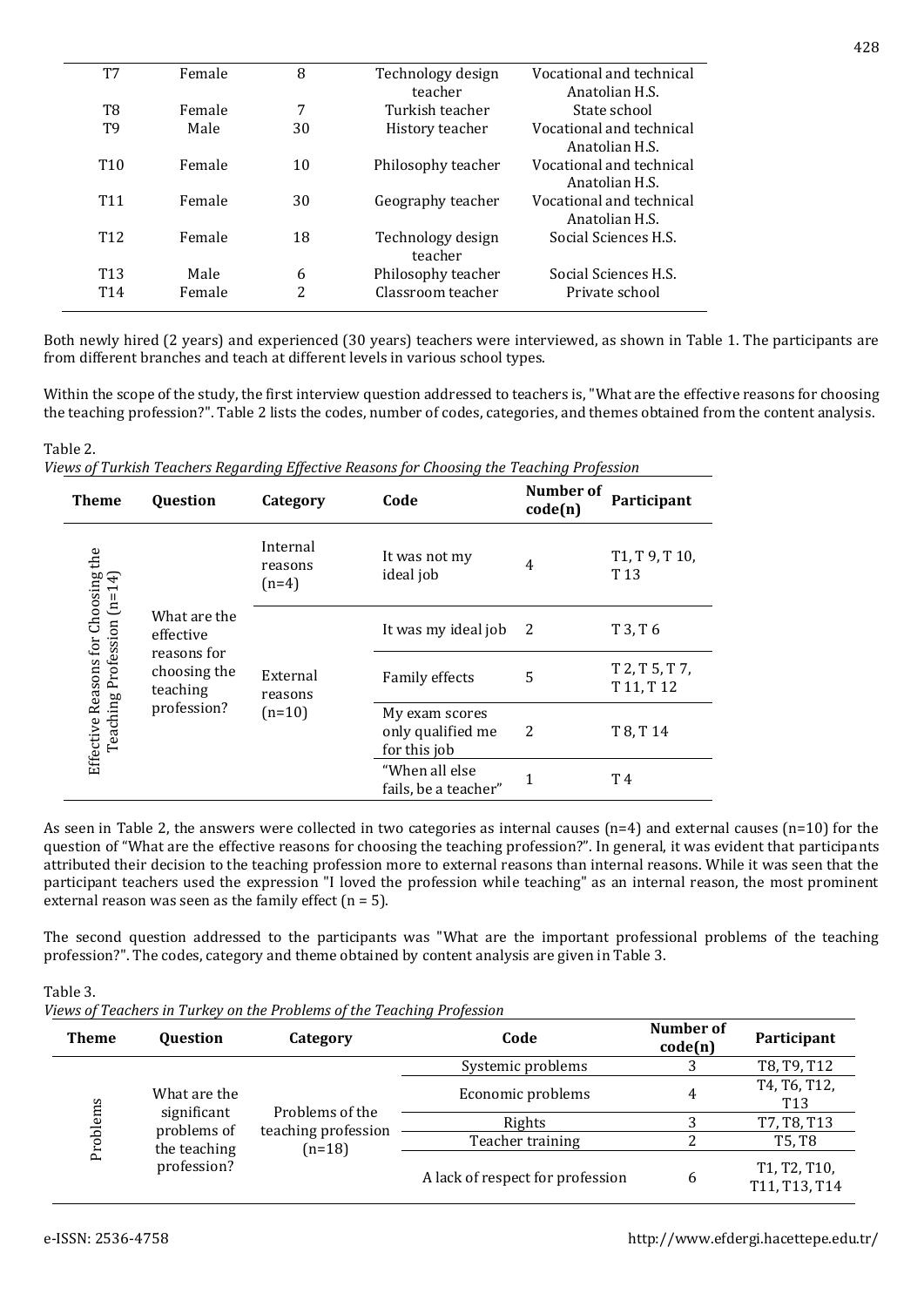| T7 | Female | 8 | Technology design teacher | Vocational and technical Anatolian H.S. |
|---|---|---|---|---|
| T8 | Female | 7 | Turkish teacher | State school |
| T9 | Male | 30 | History teacher | Vocational and technical Anatolian H.S. |
| T10 | Female | 10 | Philosophy teacher | Vocational and technical Anatolian H.S. |
| T11 | Female | 30 | Geography teacher | Vocational and technical Anatolian H.S. |
| T12 | Female | 18 | Technology design teacher | Social Sciences H.S. |
| T13 | Male | 6 | Philosophy teacher | Social Sciences H.S. |
| T14 | Female | 2 | Classroom teacher | Private school |

Both newly hired (2 years) and experienced (30 years) teachers were interviewed, as shown in Table 1. The participants are from different branches and teach at different levels in various school types.

Within the scope of the study, the first interview question addressed to teachers is, "What are the effective reasons for choosing the teaching profession?". Table 2 lists the codes, number of codes, categories, and themes obtained from the content analysis.

Table 2.
*Views of Turkish Teachers Regarding Effective Reasons for Choosing the Teaching Profession*

| Theme | Question | Category | Code | Number of code(n) | Participant |
|---|---|---|---|---|---|
| Effective Reasons for Choosing the Teaching Profession (n=14) | What are the effective reasons for choosing the teaching profession? | Internal reasons (n=4) | It was not my ideal job | 4 | T1, T 9, T 10, T 13 |
| | | External reasons (n=10) | It was my ideal job | 2 | T 3, T 6 |
| | | | Family effects | 5 | T 2, T 5, T 7, T 11, T 12 |
| | | | My exam scores only qualified me for this job | 2 | T 8, T 14 |
| | | | "When all else fails, be a teacher" | 1 | T 4 |

As seen in Table 2, the answers were collected in two categories as internal causes (n=4) and external causes (n=10) for the question of "What are the effective reasons for choosing the teaching profession?". In general, it was evident that participants attributed their decision to the teaching profession more to external reasons than internal reasons. While it was seen that the participant teachers used the expression "I loved the profession while teaching" as an internal reason, the most prominent external reason was seen as the family effect (n = 5).

The second question addressed to the participants was "What are the important professional problems of the teaching profession?". The codes, category and theme obtained by content analysis are given in Table 3.

Table 3.
*Views of Teachers in Turkey on the Problems of the Teaching Profession*

| Theme | Question | Category | Code | Number of code(n) | Participant |
|---|---|---|---|---|---|
| Problems | What are the significant problems of the teaching profession? | Problems of the teaching profession (n=18) | Systemic problems | 3 | T8, T9, T12 |
| | | | Economic problems | 4 | T4, T6, T12, T13 |
| | | | Rights | 3 | T7, T8, T13 |
| | | | Teacher training | 2 | T5, T8 |
| | | | A lack of respect for profession | 6 | T1, T2, T10, T11, T13, T14 |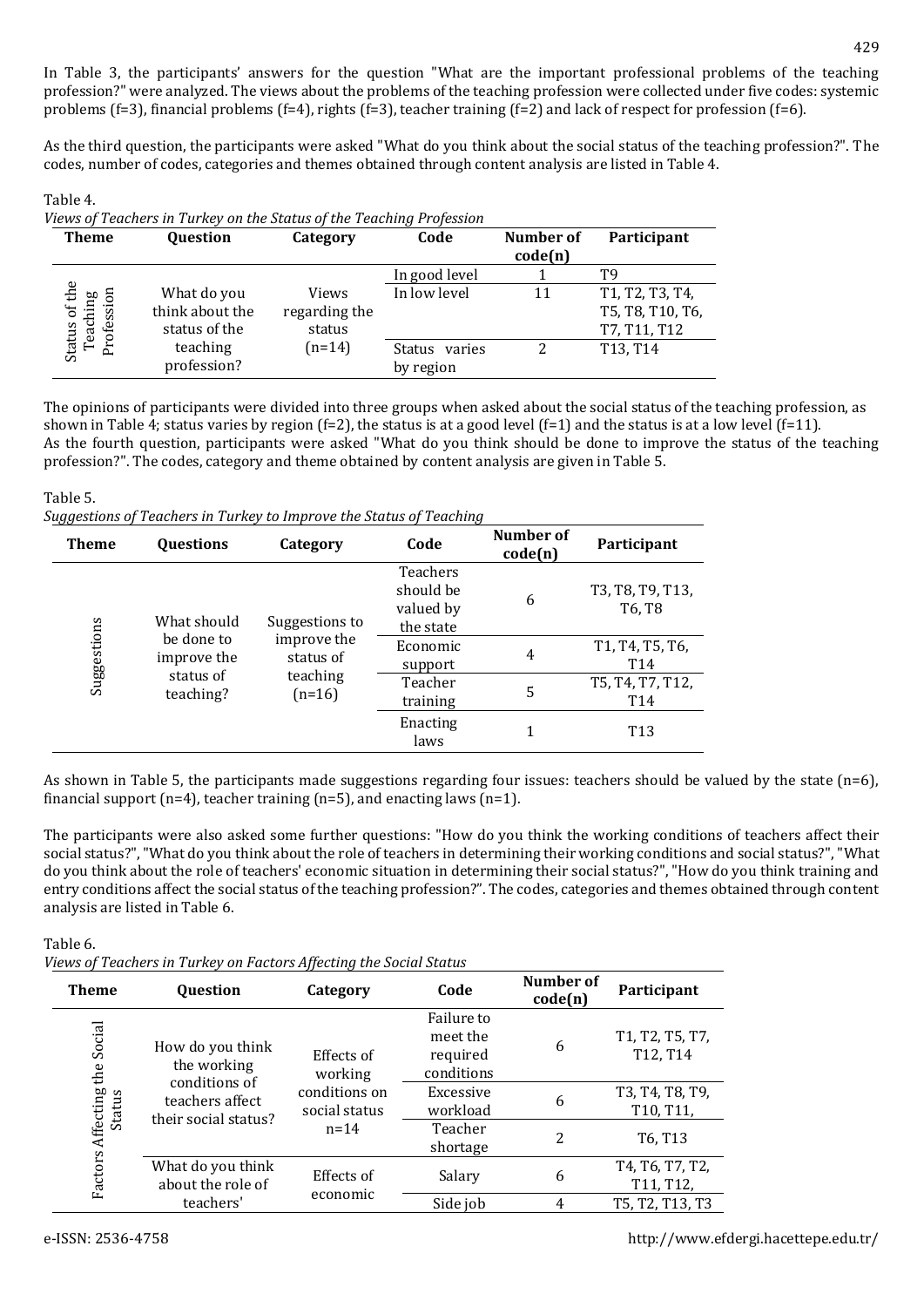In Table 3, the participants' answers for the question "What are the important professional problems of the teaching profession?" were analyzed. The views about the problems of the teaching profession were collected under five codes: systemic problems (f=3), financial problems (f=4), rights (f=3), teacher training (f=2) and lack of respect for profession (f=6).

As the third question, the participants were asked "What do you think about the social status of the teaching profession?". The codes, number of codes, categories and themes obtained through content analysis are listed in Table 4.

Table 4.
*Views of Teachers in Turkey on the Status of the Teaching Profession*

| Theme | Question | Category | Code | Number of code(n) | Participant |
|---|---|---|---|---|---|
| Status of the Teaching Profession | What do you think about the status of the teaching profession? | Views regarding the status (n=14) | In good level | 1 | T9 |
| | | | In low level | 11 | T1, T2, T3, T4, T5, T8, T10, T6, T7, T11, T12 |
| | | | Status varies by region | 2 | T13, T14 |

The opinions of participants were divided into three groups when asked about the social status of the teaching profession, as shown in Table 4; status varies by region (f=2), the status is at a good level (f=1) and the status is at a low level (f=11).
As the fourth question, participants were asked "What do you think should be done to improve the status of the teaching profession?". The codes, category and theme obtained by content analysis are given in Table 5.

Table 5.
*Suggestions of Teachers in Turkey to Improve the Status of Teaching*

| Theme | Questions | Category | Code | Number of code(n) | Participant |
|---|---|---|---|---|---|
| Suggestions | What should be done to improve the status of teaching? | Suggestions to improve the status of teaching (n=16) | Teachers should be valued by the state | 6 | T3, T8, T9, T13, T6, T8 |
| | | | Economic support | 4 | T1, T4, T5, T6, T14 |
| | | | Teacher training | 5 | T5, T4, T7, T12, T14 |
| | | | Enacting laws | 1 | T13 |

As shown in Table 5, the participants made suggestions regarding four issues: teachers should be valued by the state (n=6), financial support (n=4), teacher training (n=5), and enacting laws (n=1).

The participants were also asked some further questions: "How do you think the working conditions of teachers affect their social status?", "What do you think about the role of teachers in determining their working conditions and social status?", "What do you think about the role of teachers' economic situation in determining their social status?", "How do you think training and entry conditions affect the social status of the teaching profession?". The codes, categories and themes obtained through content analysis are listed in Table 6.

Table 6.
*Views of Teachers in Turkey on Factors Affecting the Social Status*

| Theme | Question | Category | Code | Number of code(n) | Participant |
|---|---|---|---|---|---|
| Factors Affecting the Social Status | How do you think the working conditions of teachers affect their social status? | Effects of working conditions on social status n=14 | Failure to meet the required conditions | 6 | T1, T2, T5, T7, T12, T14 |
| | | | Excessive workload | 6 | T3, T4, T8, T9, T10, T11, |
| | | | Teacher shortage | 2 | T6, T13 |
| | What do you think about the role of teachers' | Effects of economic | Salary | 6 | T4, T6, T7, T2, T11, T12, |
| | | | Side job | 4 | T5, T2, T13, T3 |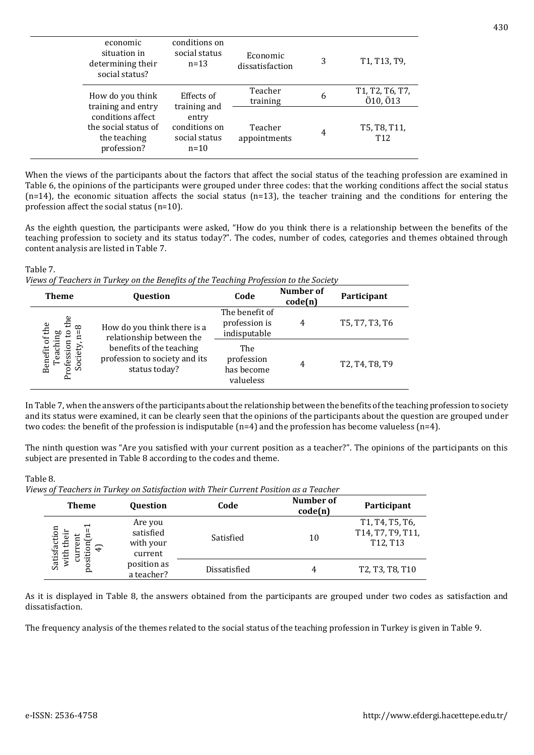| | | | | |
|---|---|---|---|---|
| economic situation in determining their social status? | conditions on social status n=13 | Economic dissatisfaction | 3 | T1, T13, T9, |
| How do you think training and entry conditions affect the social status of the teaching profession? | Effects of training and entry conditions on social status n=10 | Teacher training | 6 | T1, T2, T6, T7, Ö10, Ö13 |
| | | Teacher appointments | 4 | T5, T8, T11, T12 |

When the views of the participants about the factors that affect the social status of the teaching profession are examined in Table 6, the opinions of the participants were grouped under three codes: that the working conditions affect the social status (n=14), the economic situation affects the social status (n=13), the teacher training and the conditions for entering the profession affect the social status (n=10).

As the eighth question, the participants were asked, "How do you think there is a relationship between the benefits of the teaching profession to society and its status today?". The codes, number of codes, categories and themes obtained through content analysis are listed in Table 7.

Table 7.
*Views of Teachers in Turkey on the Benefits of the Teaching Profession to the Society*

| Theme | Question | Code | Number of code(n) | Participant |
|---|---|---|---|---|
| Benefit of the Teaching Profession to the Society, n=8 | How do you think there is a relationship between the benefits of the teaching profession to society and its status today? | The benefit of profession is indisputable | 4 | T5, T7, T3, T6 |
| | | The profession has become valueless | 4 | T2, T4, T8, T9 |

In Table 7, when the answers of the participants about the relationship between the benefits of the teaching profession to society and its status were examined, it can be clearly seen that the opinions of the participants about the question are grouped under two codes: the benefit of the profession is indisputable (n=4) and the profession has become valueless (n=4).

The ninth question was "Are you satisfied with your current position as a teacher?". The opinions of the participants on this subject are presented in Table 8 according to the codes and theme.

Table 8.
*Views of Teachers in Turkey on Satisfaction with Their Current Position as a Teacher*

| Theme | Question | Code | Number of code(n) | Participant |
|---|---|---|---|---|
| Satisfaction with their current position(n=14) | Are you satisfied with your current position as a teacher? | Satisfied | 10 | T1, T4, T5, T6, T14, T7, T9, T11, T12, T13 |
| | | Dissatisfied | 4 | T2, T3, T8, T10 |

As it is displayed in Table 8, the answers obtained from the participants are grouped under two codes as satisfaction and dissatisfaction.

The frequency analysis of the themes related to the social status of the teaching profession in Turkey is given in Table 9.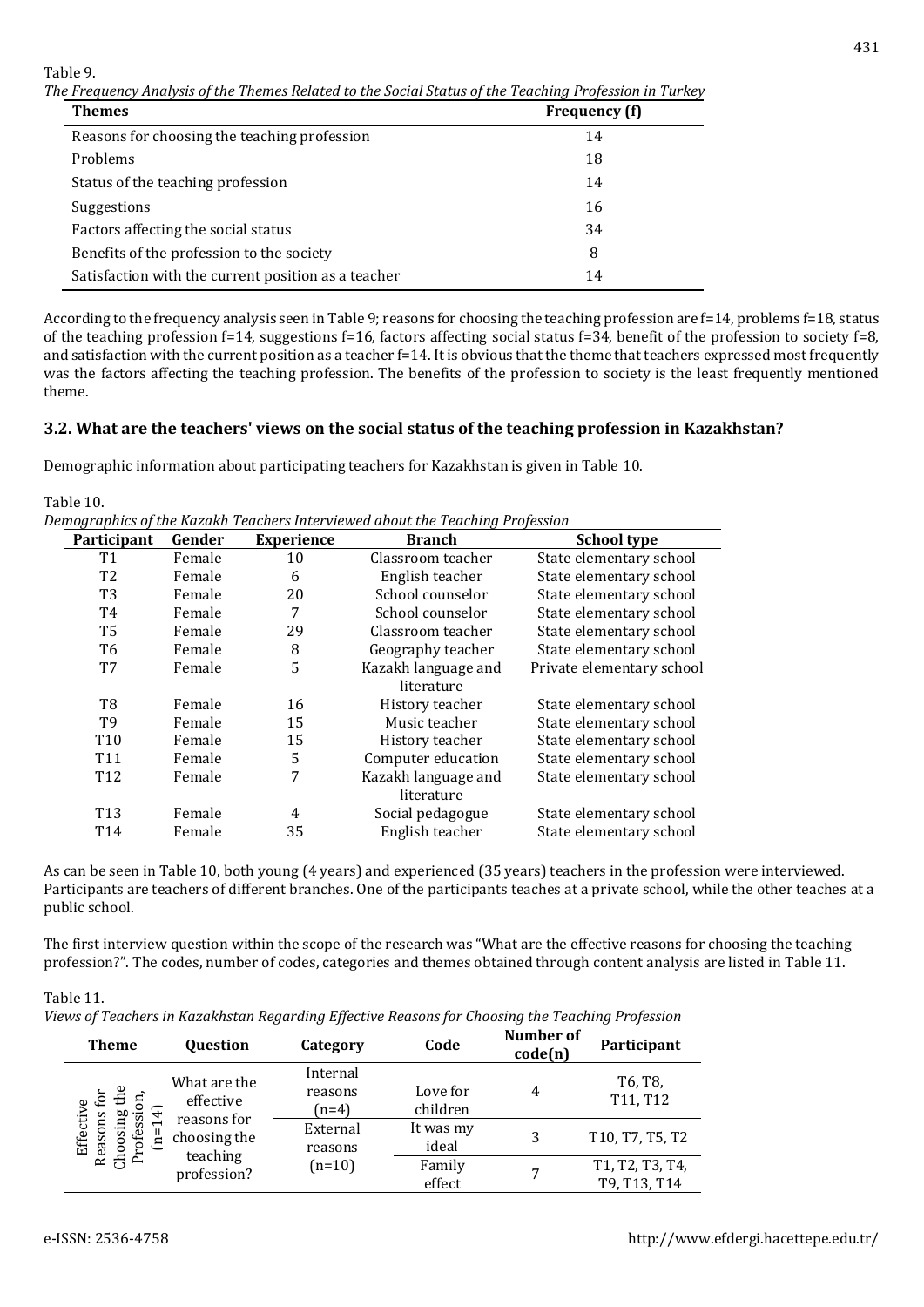Table 9.

*The Frequency Analysis of the Themes Related to the Social Status of the Teaching Profession in Turkey*

| Themes | Frequency (f) |
|---|---|
| Reasons for choosing the teaching profession | 14 |
| Problems | 18 |
| Status of the teaching profession | 14 |
| Suggestions | 16 |
| Factors affecting the social status | 34 |
| Benefits of the profession to the society | 8 |
| Satisfaction with the current position as a teacher | 14 |

According to the frequency analysis seen in Table 9; reasons for choosing the teaching profession are f=14, problems f=18, status of the teaching profession f=14, suggestions f=16, factors affecting social status f=34, benefit of the profession to society f=8, and satisfaction with the current position as a teacher f=14. It is obvious that the theme that teachers expressed most frequently was the factors affecting the teaching profession. The benefits of the profession to society is the least frequently mentioned theme.

### 3.2. What are the teachers' views on the social status of the teaching profession in Kazakhstan?

Demographic information about participating teachers for Kazakhstan is given in Table 10.

Table 10.

*Demographics of the Kazakh Teachers Interviewed about the Teaching Profession*

| Participant | Gender | Experience | Branch | School type |
|---|---|---|---|---|
| T1 | Female | 10 | Classroom teacher | State elementary school |
| T2 | Female | 6 | English teacher | State elementary school |
| T3 | Female | 20 | School counselor | State elementary school |
| T4 | Female | 7 | School counselor | State elementary school |
| T5 | Female | 29 | Classroom teacher | State elementary school |
| T6 | Female | 8 | Geography teacher | State elementary school |
| T7 | Female | 5 | Kazakh language and literature | Private elementary school |
| T8 | Female | 16 | History teacher | State elementary school |
| T9 | Female | 15 | Music teacher | State elementary school |
| T10 | Female | 15 | History teacher | State elementary school |
| T11 | Female | 5 | Computer education | State elementary school |
| T12 | Female | 7 | Kazakh language and literature | State elementary school |
| T13 | Female | 4 | Social pedagogue | State elementary school |
| T14 | Female | 35 | English teacher | State elementary school |

As can be seen in Table 10, both young (4 years) and experienced (35 years) teachers in the profession were interviewed. Participants are teachers of different branches. One of the participants teaches at a private school, while the other teaches at a public school.

The first interview question within the scope of the research was "What are the effective reasons for choosing the teaching profession?". The codes, number of codes, categories and themes obtained through content analysis are listed in Table 11.

Table 11.

*Views of Teachers in Kazakhstan Regarding Effective Reasons for Choosing the Teaching Profession*

| Theme | Question | Category | Code | Number of code(n) | Participant |
|---|---|---|---|---|---|
| Effective Reasons for Choosing the Profession, (n=14) | What are the effective reasons for choosing the teaching profession? | Internal reasons (n=4) | Love for children | 4 | T6, T8, T11, T12 |
| | | External reasons (n=10) | It was my ideal | 3 | T10, T7, T5, T2 |
| | | | Family effect | 7 | T1, T2, T3, T4, T9, T13, T14 |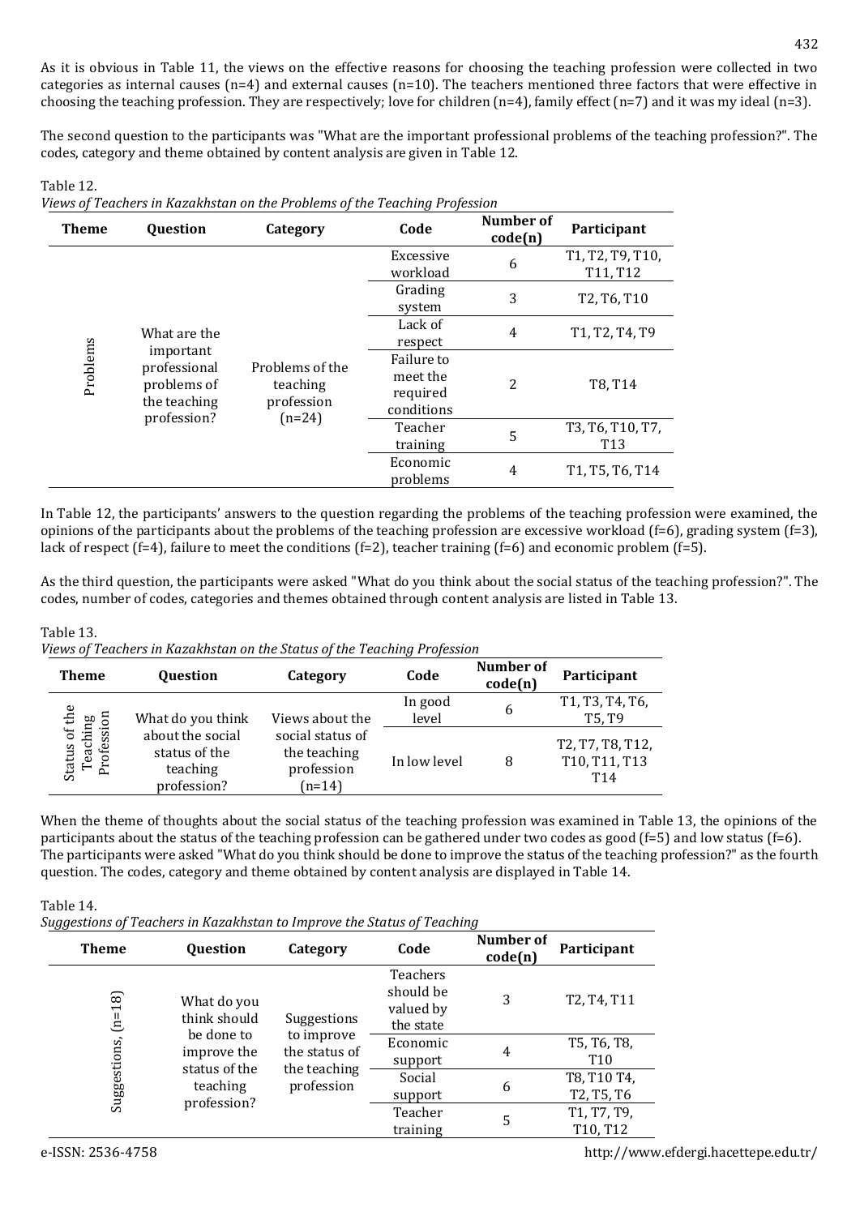As it is obvious in Table 11, the views on the effective reasons for choosing the teaching profession were collected in two categories as internal causes (n=4) and external causes (n=10). The teachers mentioned three factors that were effective in choosing the teaching profession. They are respectively; love for children (n=4), family effect (n=7) and it was my ideal (n=3).

The second question to the participants was "What are the important professional problems of the teaching profession?". The codes, category and theme obtained by content analysis are given in Table 12.

Table 12.
*Views of Teachers in Kazakhstan on the Problems of the Teaching Profession*

| Theme | Question | Category | Code | Number of code(n) | Participant |
|---|---|---|---|---|---|
| Problems | What are the important professional problems of the teaching profession? | Problems of the teaching profession (n=24) | Excessive workload | 6 | T1, T2, T9, T10, T11, T12 |
| | | | Grading system | 3 | T2, T6, T10 |
| | | | Lack of respect | 4 | T1, T2, T4, T9 |
| | | | Failure to meet the required conditions | 2 | T8, T14 |
| | | | Teacher training | 5 | T3, T6, T10, T7, T13 |
| | | | Economic problems | 4 | T1, T5, T6, T14 |

In Table 12, the participants' answers to the question regarding the problems of the teaching profession were examined, the opinions of the participants about the problems of the teaching profession are excessive workload (f=6), grading system (f=3), lack of respect (f=4), failure to meet the conditions (f=2), teacher training (f=6) and economic problem (f=5).

As the third question, the participants were asked "What do you think about the social status of the teaching profession?". The codes, number of codes, categories and themes obtained through content analysis are listed in Table 13.

Table 13.
*Views of Teachers in Kazakhstan on the Status of the Teaching Profession*

| Theme | Question | Category | Code | Number of code(n) | Participant |
|---|---|---|---|---|---|
| Status of the Teaching Profession | What do you think about the social status of the teaching profession? | Views about the social status of the teaching profession (n=14) | In good level | 6 | T1, T3, T4, T6, T5, T9 |
| | | | In low level | 8 | T2, T7, T8, T12, T10, T11, T13 T14 |

When the theme of thoughts about the social status of the teaching profession was examined in Table 13, the opinions of the participants about the status of the teaching profession can be gathered under two codes as good (f=5) and low status (f=6). The participants were asked "What do you think should be done to improve the status of the teaching profession?" as the fourth question. The codes, category and theme obtained by content analysis are displayed in Table 14.

Table 14.
*Suggestions of Teachers in Kazakhstan to Improve the Status of Teaching*

| Theme | Question | Category | Code | Number of code(n) | Participant |
|---|---|---|---|---|---|
| Suggestions, (n=18) | What do you think should be done to improve the status of the teaching profession? | Suggestions to improve the status of the teaching profession | Teachers should be valued by the state | 3 | T2, T4, T11 |
| | | | Economic support | 4 | T5, T6, T8, T10 |
| | | | Social support | 6 | T8, T10 T4, T2, T5, T6 |
| | | | Teacher training | 5 | T1, T7, T9, T10, T12 |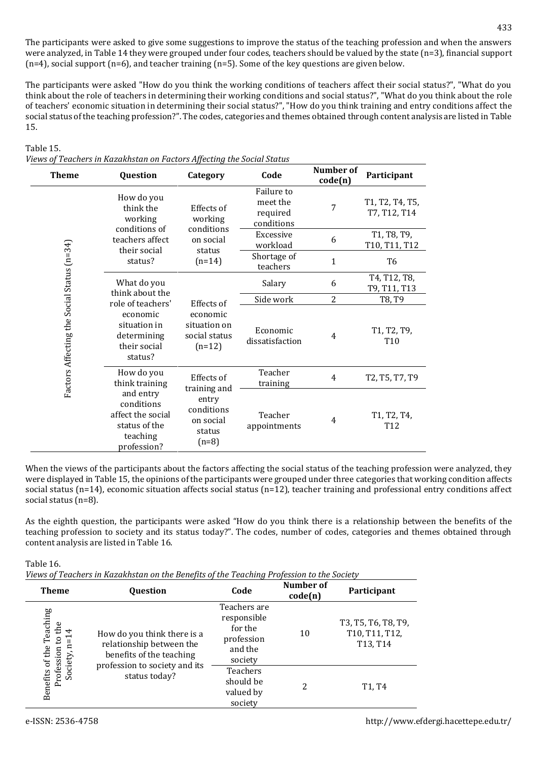The participants were asked to give some suggestions to improve the status of the teaching profession and when the answers were analyzed, in Table 14 they were grouped under four codes, teachers should be valued by the state (n=3), financial support (n=4), social support (n=6), and teacher training (n=5). Some of the key questions are given below.

The participants were asked "How do you think the working conditions of teachers affect their social status?", "What do you think about the role of teachers in determining their working conditions and social status?", "What do you think about the role of teachers' economic situation in determining their social status?", "How do you think training and entry conditions affect the social status of the teaching profession?". The codes, categories and themes obtained through content analysis are listed in Table 15.

Table 15.
*Views of Teachers in Kazakhstan on Factors Affecting the Social Status*

| Theme | Question | Category | Code | Number of code(n) | Participant |
|---|---|---|---|---|---|
| Factors Affecting the Social Status (n=34) | How do you think the working conditions of teachers affect their social status? | Effects of working conditions on social status (n=14) | Failure to meet the required conditions | 7 | T1, T2, T4, T5, T7, T12, T14 |
| | | | Excessive workload | 6 | T1, T8, T9, T10, T11, T12 |
| | | | Shortage of teachers | 1 | T6 |
| | What do you think about the role of teachers' economic situation in determining their social status? | Effects of economic situation on social status (n=12) | Salary | 6 | T4, T12, T8, T9, T11, T13 |
| | | | Side work | 2 | T8, T9 |
| | | | Economic dissatisfaction | 4 | T1, T2, T9, T10 |
| | How do you think training and entry conditions affect the social status of the teaching profession? | Effects of training and entry conditions on social status (n=8) | Teacher training | 4 | T2, T5, T7, T9 |
| | | | Teacher appointments | 4 | T1, T2, T4, T12 |

When the views of the participants about the factors affecting the social status of the teaching profession were analyzed, they were displayed in Table 15, the opinions of the participants were grouped under three categories that working condition affects social status (n=14), economic situation affects social status (n=12), teacher training and professional entry conditions affect social status (n=8).

As the eighth question, the participants were asked "How do you think there is a relationship between the benefits of the teaching profession to society and its status today?". The codes, number of codes, categories and themes obtained through content analysis are listed in Table 16.

Table 16.
*Views of Teachers in Kazakhstan on the Benefits of the Teaching Profession to the Society*

| Theme | Question | Code | Number of code(n) | Participant |
|---|---|---|---|---|
| Benefits of the Teaching Profession to the Society, n=14 | How do you think there is a relationship between the benefits of the teaching profession to society and its status today? | Teachers are responsible for the profession and the society | 10 | T3, T5, T6, T8, T9, T10, T11, T12, T13, T14 |
| | | Teachers should be valued by society | 2 | T1, T4 |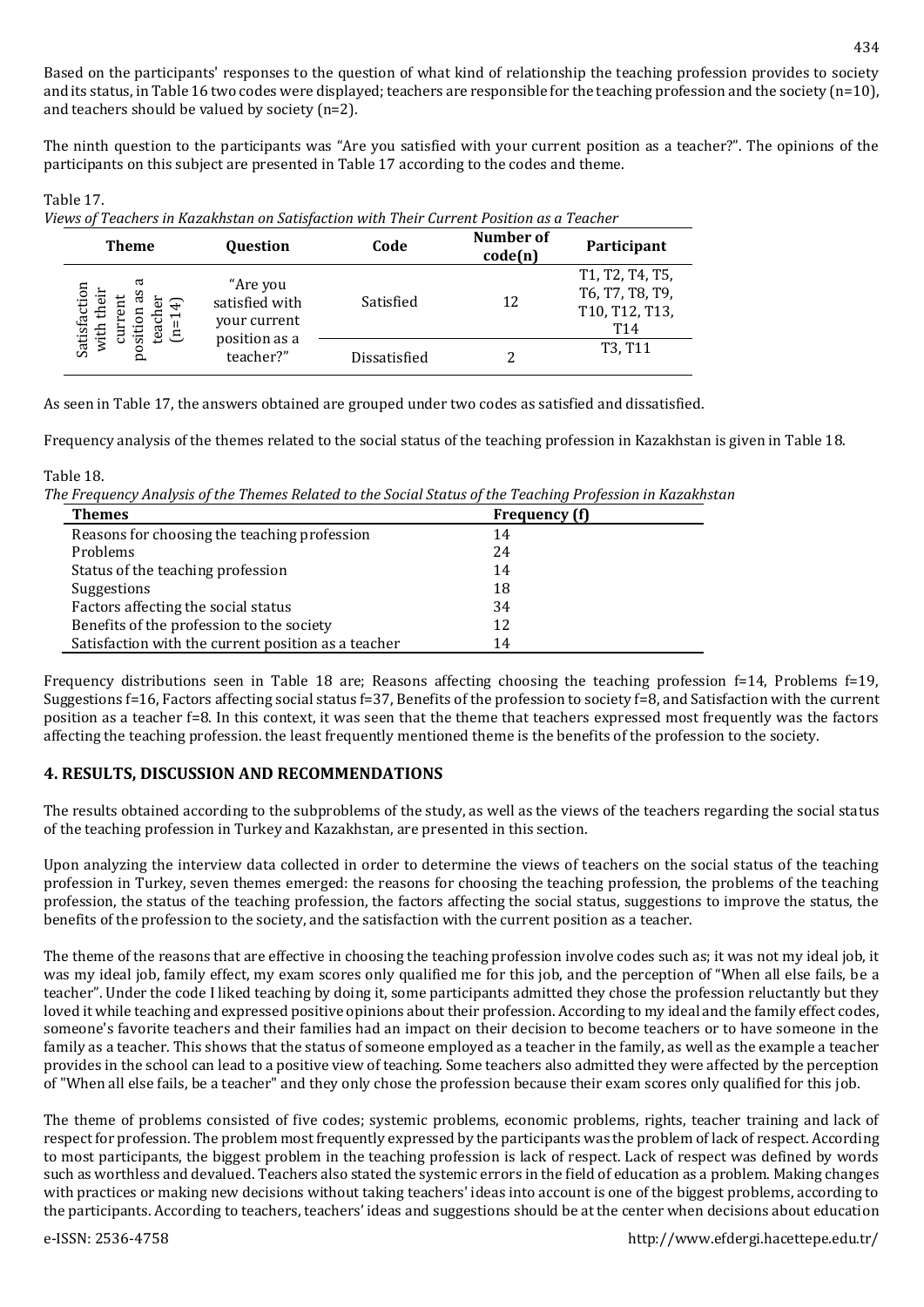Based on the participants' responses to the question of what kind of relationship the teaching profession provides to society and its status, in Table 16 two codes were displayed; teachers are responsible for the teaching profession and the society (n=10), and teachers should be valued by society (n=2).

The ninth question to the participants was "Are you satisfied with your current position as a teacher?". The opinions of the participants on this subject are presented in Table 17 according to the codes and theme.

Table 17.
*Views of Teachers in Kazakhstan on Satisfaction with Their Current Position as a Teacher*

| Theme | Question | Code | Number of code(n) | Participant |
|---|---|---|---|---|
| Satisfaction with their current position as a teacher (n=14) | "Are you satisfied with your current position as a teacher?" | Satisfied | 12 | T1, T2, T4, T5, T6, T7, T8, T9, T10, T12, T13, T14 |
| | | Dissatisfied | 2 | T3, T11 |

As seen in Table 17, the answers obtained are grouped under two codes as satisfied and dissatisfied.

Frequency analysis of the themes related to the social status of the teaching profession in Kazakhstan is given in Table 18.

Table 18.
*The Frequency Analysis of the Themes Related to the Social Status of the Teaching Profession in Kazakhstan*

| Themes | Frequency (f) |
|---|---|
| Reasons for choosing the teaching profession | 14 |
| Problems | 24 |
| Status of the teaching profession | 14 |
| Suggestions | 18 |
| Factors affecting the social status | 34 |
| Benefits of the profession to the society | 12 |
| Satisfaction with the current position as a teacher | 14 |

Frequency distributions seen in Table 18 are; Reasons affecting choosing the teaching profession f=14, Problems f=19, Suggestions f=16, Factors affecting social status f=37, Benefits of the profession to society f=8, and Satisfaction with the current position as a teacher f=8. In this context, it was seen that the theme that teachers expressed most frequently was the factors affecting the teaching profession. the least frequently mentioned theme is the benefits of the profession to the society.

## 4. RESULTS, DISCUSSION AND RECOMMENDATIONS

The results obtained according to the subproblems of the study, as well as the views of the teachers regarding the social status of the teaching profession in Turkey and Kazakhstan, are presented in this section.

Upon analyzing the interview data collected in order to determine the views of teachers on the social status of the teaching profession in Turkey, seven themes emerged: the reasons for choosing the teaching profession, the problems of the teaching profession, the status of the teaching profession, the factors affecting the social status, suggestions to improve the status, the benefits of the profession to the society, and the satisfaction with the current position as a teacher.

The theme of the reasons that are effective in choosing the teaching profession involve codes such as; it was not my ideal job, it was my ideal job, family effect, my exam scores only qualified me for this job, and the perception of "When all else fails, be a teacher". Under the code I liked teaching by doing it, some participants admitted they chose the profession reluctantly but they loved it while teaching and expressed positive opinions about their profession. According to my ideal and the family effect codes, someone's favorite teachers and their families had an impact on their decision to become teachers or to have someone in the family as a teacher. This shows that the status of someone employed as a teacher in the family, as well as the example a teacher provides in the school can lead to a positive view of teaching. Some teachers also admitted they were affected by the perception of "When all else fails, be a teacher" and they only chose the profession because their exam scores only qualified for this job.

The theme of problems consisted of five codes; systemic problems, economic problems, rights, teacher training and lack of respect for profession. The problem most frequently expressed by the participants was the problem of lack of respect. According to most participants, the biggest problem in the teaching profession is lack of respect. Lack of respect was defined by words such as worthless and devalued. Teachers also stated the systemic errors in the field of education as a problem. Making changes with practices or making new decisions without taking teachers' ideas into account is one of the biggest problems, according to the participants. According to teachers, teachers' ideas and suggestions should be at the center when decisions about education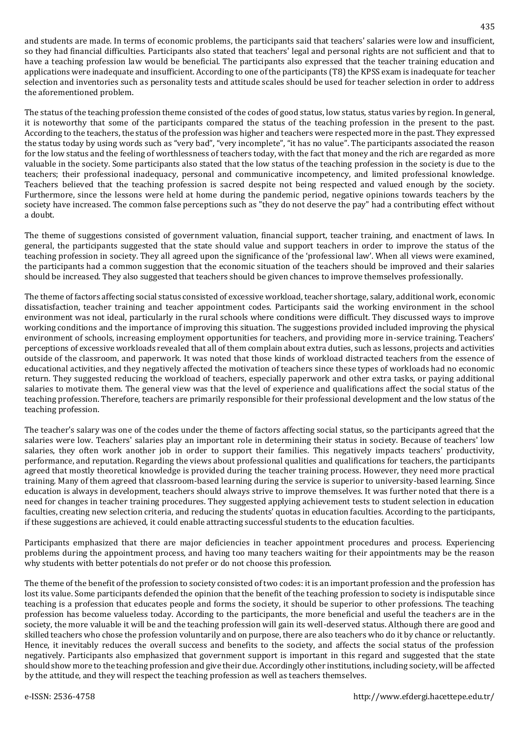and students are made. In terms of economic problems, the participants said that teachers' salaries were low and insufficient, so they had financial difficulties. Participants also stated that teachers' legal and personal rights are not sufficient and that to have a teaching profession law would be beneficial. The participants also expressed that the teacher training education and applications were inadequate and insufficient. According to one of the participants (T8) the KPSS exam is inadequate for teacher selection and inventories such as personality tests and attitude scales should be used for teacher selection in order to address the aforementioned problem.

The status of the teaching profession theme consisted of the codes of good status, low status, status varies by region. In general, it is noteworthy that some of the participants compared the status of the teaching profession in the present to the past. According to the teachers, the status of the profession was higher and teachers were respected more in the past. They expressed the status today by using words such as "very bad", "very incomplete", "it has no value". The participants associated the reason for the low status and the feeling of worthlessness of teachers today, with the fact that money and the rich are regarded as more valuable in the society. Some participants also stated that the low status of the teaching profession in the society is due to the teachers; their professional inadequacy, personal and communicative incompetency, and limited professional knowledge. Teachers believed that the teaching profession is sacred despite not being respected and valued enough by the society. Furthermore, since the lessons were held at home during the pandemic period, negative opinions towards teachers by the society have increased. The common false perceptions such as "they do not deserve the pay" had a contributing effect without a doubt.

The theme of suggestions consisted of government valuation, financial support, teacher training, and enactment of laws. In general, the participants suggested that the state should value and support teachers in order to improve the status of the teaching profession in society. They all agreed upon the significance of the 'professional law'. When all views were examined, the participants had a common suggestion that the economic situation of the teachers should be improved and their salaries should be increased. They also suggested that teachers should be given chances to improve themselves professionally.

The theme of factors affecting social status consisted of excessive workload, teacher shortage, salary, additional work, economic dissatisfaction, teacher training and teacher appointment codes. Participants said the working environment in the school environment was not ideal, particularly in the rural schools where conditions were difficult. They discussed ways to improve working conditions and the importance of improving this situation. The suggestions provided included improving the physical environment of schools, increasing employment opportunities for teachers, and providing more in-service training. Teachers' perceptions of excessive workloads revealed that all of them complain about extra duties, such as lessons, projects and activities outside of the classroom, and paperwork. It was noted that those kinds of workload distracted teachers from the essence of educational activities, and they negatively affected the motivation of teachers since these types of workloads had no economic return. They suggested reducing the workload of teachers, especially paperwork and other extra tasks, or paying additional salaries to motivate them. The general view was that the level of experience and qualifications affect the social status of the teaching profession. Therefore, teachers are primarily responsible for their professional development and the low status of the teaching profession.

The teacher's salary was one of the codes under the theme of factors affecting social status, so the participants agreed that the salaries were low. Teachers' salaries play an important role in determining their status in society. Because of teachers' low salaries, they often work another job in order to support their families. This negatively impacts teachers' productivity, performance, and reputation. Regarding the views about professional qualities and qualifications for teachers, the participants agreed that mostly theoretical knowledge is provided during the teacher training process. However, they need more practical training. Many of them agreed that classroom-based learning during the service is superior to university-based learning. Since education is always in development, teachers should always strive to improve themselves. It was further noted that there is a need for changes in teacher training procedures. They suggested applying achievement tests to student selection in education faculties, creating new selection criteria, and reducing the students' quotas in education faculties. According to the participants, if these suggestions are achieved, it could enable attracting successful students to the education faculties.

Participants emphasized that there are major deficiencies in teacher appointment procedures and process. Experiencing problems during the appointment process, and having too many teachers waiting for their appointments may be the reason why students with better potentials do not prefer or do not choose this profession.

The theme of the benefit of the profession to society consisted of two codes: it is an important profession and the profession has lost its value. Some participants defended the opinion that the benefit of the teaching profession to society is indisputable since teaching is a profession that educates people and forms the society, it should be superior to other professions. The teaching profession has become valueless today. According to the participants, the more beneficial and useful the teachers are in the society, the more valuable it will be and the teaching profession will gain its well-deserved status. Although there are good and skilled teachers who chose the profession voluntarily and on purpose, there are also teachers who do it by chance or reluctantly. Hence, it inevitably reduces the overall success and benefits to the society, and affects the social status of the profession negatively. Participants also emphasized that government support is important in this regard and suggested that the state should show more to the teaching profession and give their due. Accordingly other institutions, including society, will be affected by the attitude, and they will respect the teaching profession as well as teachers themselves.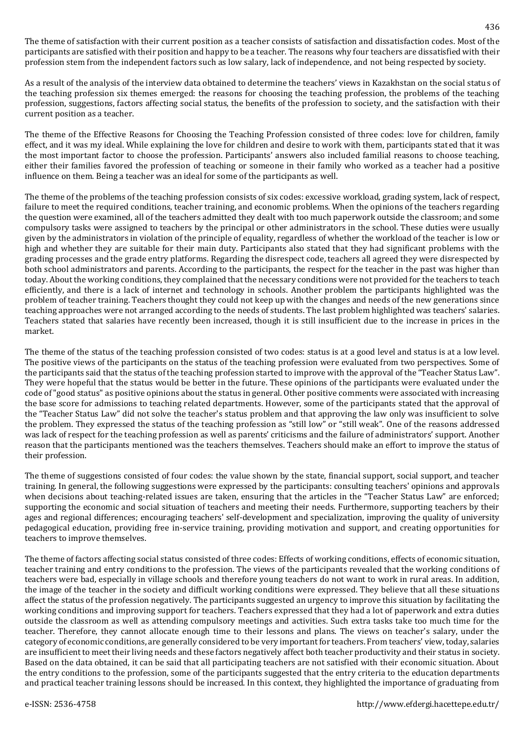The theme of satisfaction with their current position as a teacher consists of satisfaction and dissatisfaction codes. Most of the participants are satisfied with their position and happy to be a teacher. The reasons why four teachers are dissatisfied with their profession stem from the independent factors such as low salary, lack of independence, and not being respected by society.

As a result of the analysis of the interview data obtained to determine the teachers' views in Kazakhstan on the social status of the teaching profession six themes emerged: the reasons for choosing the teaching profession, the problems of the teaching profession, suggestions, factors affecting social status, the benefits of the profession to society, and the satisfaction with their current position as a teacher.

The theme of the Effective Reasons for Choosing the Teaching Profession consisted of three codes: love for children, family effect, and it was my ideal. While explaining the love for children and desire to work with them, participants stated that it was the most important factor to choose the profession. Participants' answers also included familial reasons to choose teaching, either their families favored the profession of teaching or someone in their family who worked as a teacher had a positive influence on them. Being a teacher was an ideal for some of the participants as well.

The theme of the problems of the teaching profession consists of six codes: excessive workload, grading system, lack of respect, failure to meet the required conditions, teacher training, and economic problems. When the opinions of the teachers regarding the question were examined, all of the teachers admitted they dealt with too much paperwork outside the classroom; and some compulsory tasks were assigned to teachers by the principal or other administrators in the school. These duties were usually given by the administrators in violation of the principle of equality, regardless of whether the workload of the teacher is low or high and whether they are suitable for their main duty. Participants also stated that they had significant problems with the grading processes and the grade entry platforms. Regarding the disrespect code, teachers all agreed they were disrespected by both school administrators and parents. According to the participants, the respect for the teacher in the past was higher than today. About the working conditions, they complained that the necessary conditions were not provided for the teachers to teach efficiently, and there is a lack of internet and technology in schools. Another problem the participants highlighted was the problem of teacher training. Teachers thought they could not keep up with the changes and needs of the new generations since teaching approaches were not arranged according to the needs of students. The last problem highlighted was teachers' salaries. Teachers stated that salaries have recently been increased, though it is still insufficient due to the increase in prices in the market.

The theme of the status of the teaching profession consisted of two codes: status is at a good level and status is at a low level. The positive views of the participants on the status of the teaching profession were evaluated from two perspectives. Some of the participants said that the status of the teaching profession started to improve with the approval of the "Teacher Status Law". They were hopeful that the status would be better in the future. These opinions of the participants were evaluated under the code of "good status" as positive opinions about the status in general. Other positive comments were associated with increasing the base score for admissions to teaching related departments. However, some of the participants stated that the approval of the "Teacher Status Law" did not solve the teacher's status problem and that approving the law only was insufficient to solve the problem. They expressed the status of the teaching profession as "still low" or "still weak". One of the reasons addressed was lack of respect for the teaching profession as well as parents' criticisms and the failure of administrators' support. Another reason that the participants mentioned was the teachers themselves. Teachers should make an effort to improve the status of their profession.

The theme of suggestions consisted of four codes: the value shown by the state, financial support, social support, and teacher training. In general, the following suggestions were expressed by the participants: consulting teachers' opinions and approvals when decisions about teaching-related issues are taken, ensuring that the articles in the "Teacher Status Law" are enforced; supporting the economic and social situation of teachers and meeting their needs. Furthermore, supporting teachers by their ages and regional differences; encouraging teachers' self-development and specialization, improving the quality of university pedagogical education, providing free in-service training, providing motivation and support, and creating opportunities for teachers to improve themselves.

The theme of factors affecting social status consisted of three codes: Effects of working conditions, effects of economic situation, teacher training and entry conditions to the profession. The views of the participants revealed that the working conditions of teachers were bad, especially in village schools and therefore young teachers do not want to work in rural areas. In addition, the image of the teacher in the society and difficult working conditions were expressed. They believe that all these situations affect the status of the profession negatively. The participants suggested an urgency to improve this situation by facilitating the working conditions and improving support for teachers. Teachers expressed that they had a lot of paperwork and extra duties outside the classroom as well as attending compulsory meetings and activities. Such extra tasks take too much time for the teacher. Therefore, they cannot allocate enough time to their lessons and plans. The views on teacher's salary, under the category of economic conditions, are generally considered to be very important for teachers. From teachers' view, today, salaries are insufficient to meet their living needs and these factors negatively affect both teacher productivity and their status in society. Based on the data obtained, it can be said that all participating teachers are not satisfied with their economic situation. About the entry conditions to the profession, some of the participants suggested that the entry criteria to the education departments and practical teacher training lessons should be increased. In this context, they highlighted the importance of graduating from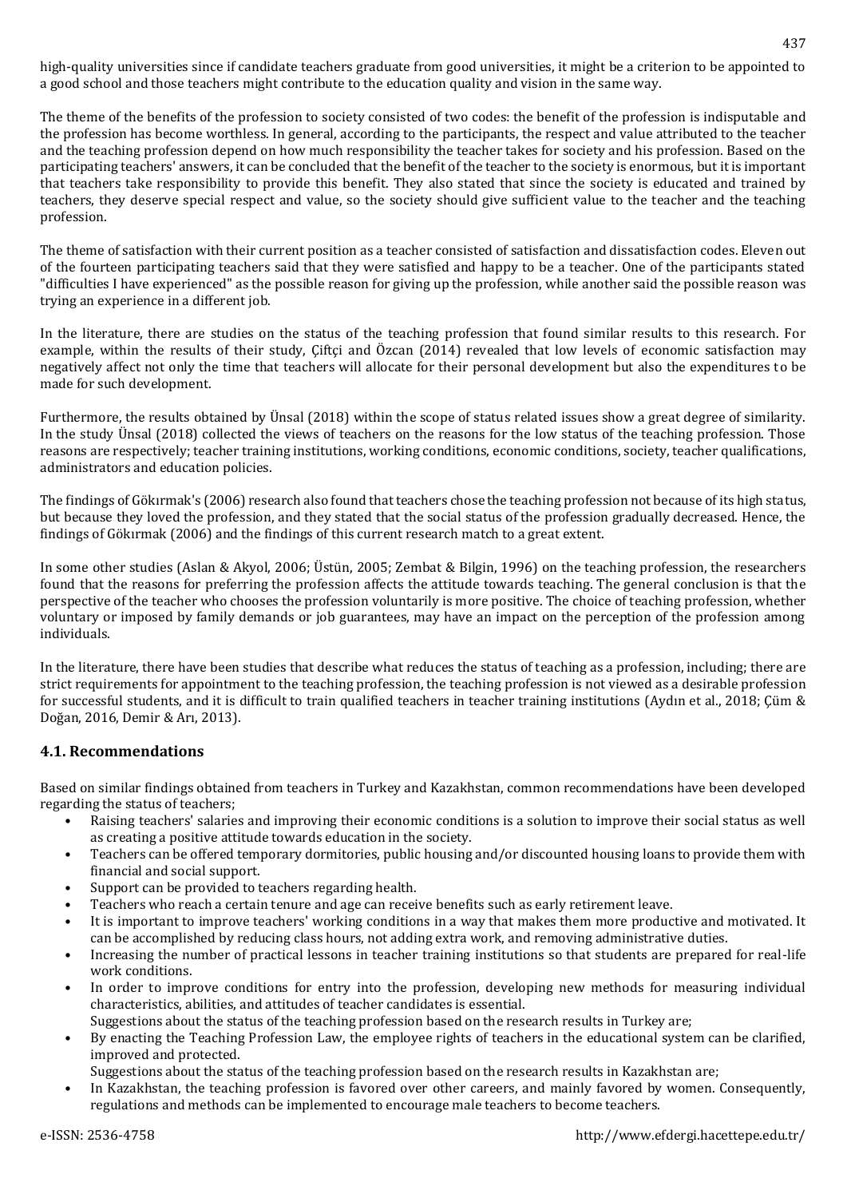high-quality universities since if candidate teachers graduate from good universities, it might be a criterion to be appointed to a good school and those teachers might contribute to the education quality and vision in the same way.

The theme of the benefits of the profession to society consisted of two codes: the benefit of the profession is indisputable and the profession has become worthless. In general, according to the participants, the respect and value attributed to the teacher and the teaching profession depend on how much responsibility the teacher takes for society and his profession. Based on the participating teachers' answers, it can be concluded that the benefit of the teacher to the society is enormous, but it is important that teachers take responsibility to provide this benefit. They also stated that since the society is educated and trained by teachers, they deserve special respect and value, so the society should give sufficient value to the teacher and the teaching profession.

The theme of satisfaction with their current position as a teacher consisted of satisfaction and dissatisfaction codes. Eleven out of the fourteen participating teachers said that they were satisfied and happy to be a teacher. One of the participants stated "difficulties I have experienced" as the possible reason for giving up the profession, while another said the possible reason was trying an experience in a different job.

In the literature, there are studies on the status of the teaching profession that found similar results to this research. For example, within the results of their study, Çiftçi and Özcan (2014) revealed that low levels of economic satisfaction may negatively affect not only the time that teachers will allocate for their personal development but also the expenditures to be made for such development.

Furthermore, the results obtained by Ünsal (2018) within the scope of status related issues show a great degree of similarity. In the study Ünsal (2018) collected the views of teachers on the reasons for the low status of the teaching profession. Those reasons are respectively; teacher training institutions, working conditions, economic conditions, society, teacher qualifications, administrators and education policies.

The findings of Gökırmak's (2006) research also found that teachers chose the teaching profession not because of its high status, but because they loved the profession, and they stated that the social status of the profession gradually decreased. Hence, the findings of Gökırmak (2006) and the findings of this current research match to a great extent.

In some other studies (Aslan & Akyol, 2006; Üstün, 2005; Zembat & Bilgin, 1996) on the teaching profession, the researchers found that the reasons for preferring the profession affects the attitude towards teaching. The general conclusion is that the perspective of the teacher who chooses the profession voluntarily is more positive. The choice of teaching profession, whether voluntary or imposed by family demands or job guarantees, may have an impact on the perception of the profession among individuals.

In the literature, there have been studies that describe what reduces the status of teaching as a profession, including; there are strict requirements for appointment to the teaching profession, the teaching profession is not viewed as a desirable profession for successful students, and it is difficult to train qualified teachers in teacher training institutions (Aydın et al., 2018; Çüm & Doğan, 2016, Demir & Arı, 2013).

### 4.1. Recommendations

Based on similar findings obtained from teachers in Turkey and Kazakhstan, common recommendations have been developed regarding the status of teachers;

- Raising teachers' salaries and improving their economic conditions is a solution to improve their social status as well as creating a positive attitude towards education in the society.
- Teachers can be offered temporary dormitories, public housing and/or discounted housing loans to provide them with financial and social support.
- Support can be provided to teachers regarding health.
- Teachers who reach a certain tenure and age can receive benefits such as early retirement leave.
- It is important to improve teachers' working conditions in a way that makes them more productive and motivated. It can be accomplished by reducing class hours, not adding extra work, and removing administrative duties.
- Increasing the number of practical lessons in teacher training institutions so that students are prepared for real-life work conditions.
- In order to improve conditions for entry into the profession, developing new methods for measuring individual characteristics, abilities, and attitudes of teacher candidates is essential.

Suggestions about the status of the teaching profession based on the research results in Turkey are;

- By enacting the Teaching Profession Law, the employee rights of teachers in the educational system can be clarified, improved and protected.

Suggestions about the status of the teaching profession based on the research results in Kazakhstan are;

- In Kazakhstan, the teaching profession is favored over other careers, and mainly favored by women. Consequently, regulations and methods can be implemented to encourage male teachers to become teachers.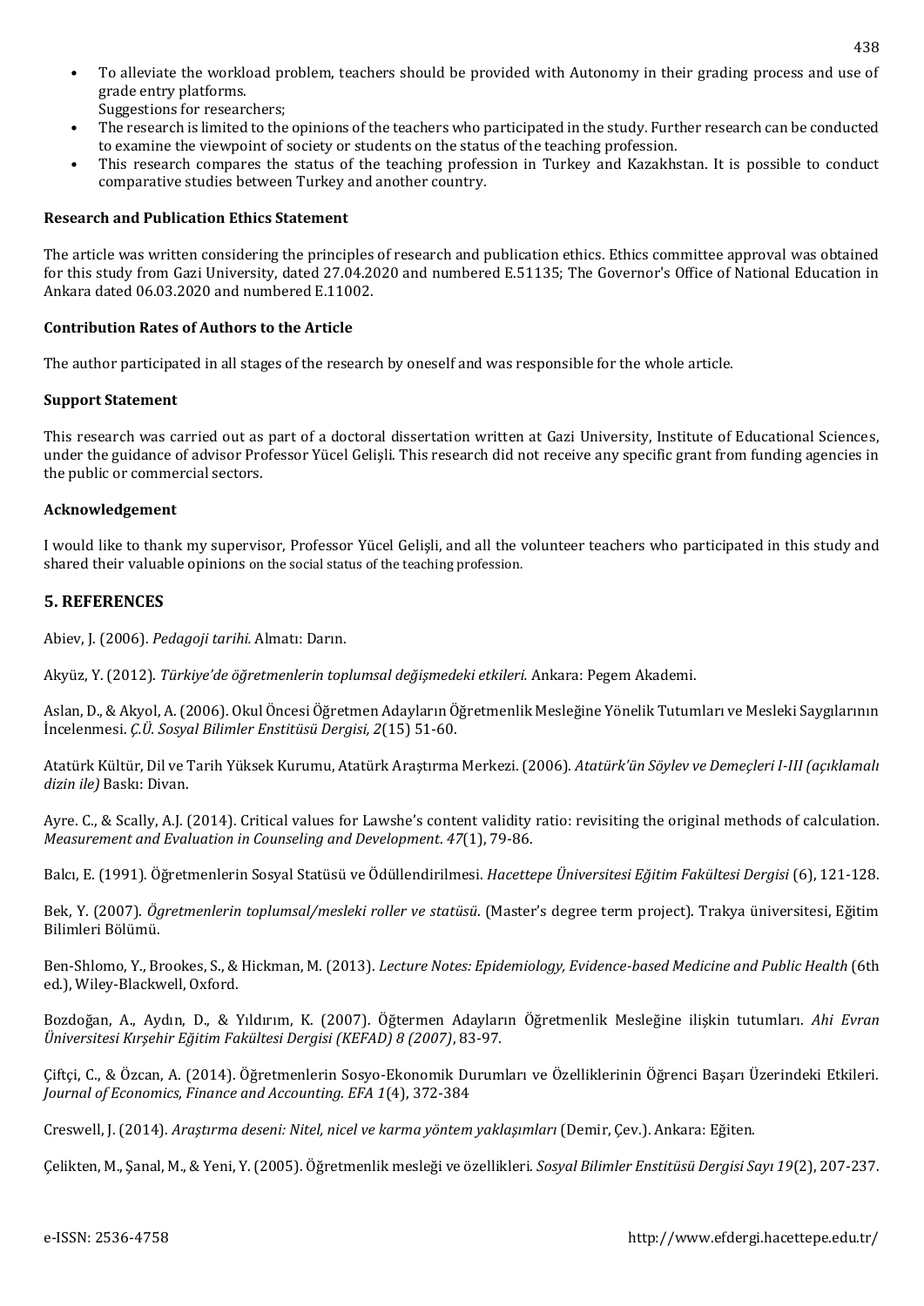- To alleviate the workload problem, teachers should be provided with Autonomy in their grading process and use of grade entry platforms.

Suggestions for researchers;

- The research is limited to the opinions of the teachers who participated in the study. Further research can be conducted to examine the viewpoint of society or students on the status of the teaching profession.
- This research compares the status of the teaching profession in Turkey and Kazakhstan. It is possible to conduct comparative studies between Turkey and another country.

**Research and Publication Ethics Statement**

The article was written considering the principles of research and publication ethics. Ethics committee approval was obtained for this study from Gazi University, dated 27.04.2020 and numbered E.51135; The Governor's Office of National Education in Ankara dated 06.03.2020 and numbered E.11002.

**Contribution Rates of Authors to the Article**

The author participated in all stages of the research by oneself and was responsible for the whole article.

**Support Statement**

This research was carried out as part of a doctoral dissertation written at Gazi University, Institute of Educational Sciences, under the guidance of advisor Professor Yücel Gelişli. This research did not receive any specific grant from funding agencies in the public or commercial sectors.

**Acknowledgement**

I would like to thank my supervisor, Professor Yücel Gelişli, and all the volunteer teachers who participated in this study and shared their valuable opinions on the social status of the teaching profession.

## 5. REFERENCES

Abiev, J. (2006). *Pedagoji tarihi.* Almatı: Darın.

Akyüz, Y. (2012). *Türkiye'de öğretmenlerin toplumsal değişmedeki etkileri.* Ankara: Pegem Akademi.

Aslan, D., & Akyol, A. (2006). Okul Öncesi Öğretmen Adayların Öğretmenlik Mesleğine Yönelik Tutumları ve Mesleki Saygılarının İncelenmesi. *Ç.Ü. Sosyal Bilimler Enstitüsü Dergisi, 2*(15) 51-60.

Atatürk Kültür, Dil ve Tarih Yüksek Kurumu, Atatürk Araştırma Merkezi. (2006). *Atatürk'ün Söylev ve Demeçleri I-III (açıklamalı dizin ile)* Baskı: Divan.

Ayre. C., & Scally, A.J. (2014). Critical values for Lawshe's content validity ratio: revisiting the original methods of calculation. *Measurement and Evaluation in Counseling and Development*. *47*(1), 79-86.

Balcı, E. (1991). Öğretmenlerin Sosyal Statüsü ve Ödüllendirilmesi. *Hacettepe Üniversitesi Eğitim Fakültesi Dergisi* (6), 121-128.

Bek, Y. (2007). *Ögretmenlerin toplumsal/mesleki roller ve statüsü*. (Master's degree term project). Trakya üniversitesi, Eğitim Bilimleri Bölümü.

Ben-Shlomo, Y., Brookes, S., & Hickman, M. (2013). *Lecture Notes: Epidemiology, Evidence-based Medicine and Public Health* (6th ed.), Wiley-Blackwell, Oxford.

Bozdoğan, A., Aydın, D., & Yıldırım, K. (2007). Öğtermen Adayların Öğretmenlik Mesleğine ilişkin tutumları. *Ahi Evran Üniversitesi Kırşehir Eğitim Fakültesi Dergisi (KEFAD) 8 (2007)*, 83-97.

Çiftçi, C., & Özcan, A. (2014). Öğretmenlerin Sosyo-Ekonomik Durumları ve Özelliklerinin Öğrenci Başarı Üzerindeki Etkileri. *Journal of Economics, Finance and Accounting. EFA 1*(4), 372-384

Creswell, J. (2014). *Araştırma deseni: Nitel, nicel ve karma yöntem yaklaşımları* (Demir, Çev.). Ankara: Eğiten.

Çelikten, M., Şanal, M., & Yeni, Y. (2005). Öğretmenlik mesleği ve özellikleri. *Sosyal Bilimler Enstitüsü Dergisi Sayı 19*(2), 207-237.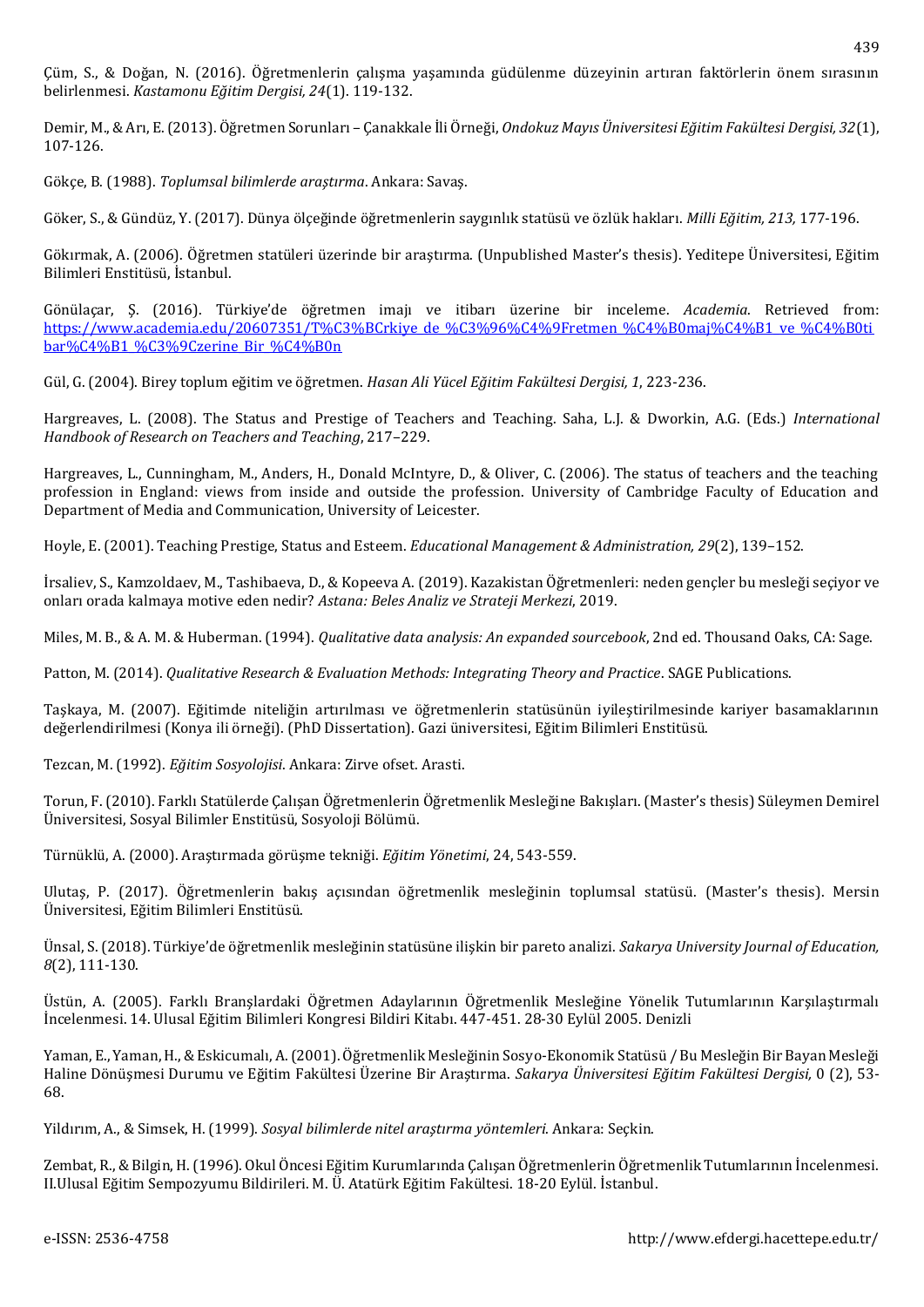Çüm, S., & Doğan, N. (2016). Öğretmenlerin çalışma yaşamında güdülenme düzeyinin artıran faktörlerin önem sırasının belirlenmesi. *Kastamonu Eğitim Dergisi, 24*(1). 119-132.

Demir, M., & Arı, E. (2013). Öğretmen Sorunları – Çanakkale İli Örneği, *Ondokuz Mayıs Üniversitesi Eğitim Fakültesi Dergisi, 32*(1), 107-126.

Gökçe, B. (1988). *Toplumsal bilimlerde araştırma*. Ankara: Savaş.

Göker, S., & Gündüz, Y. (2017). Dünya ölçeğinde öğretmenlerin saygınlık statüsü ve özlük hakları. *Milli Eğitim, 213,* 177-196.

Gökırmak, A. (2006). Öğretmen statüleri üzerinde bir araştırma. (Unpublished Master's thesis). Yeditepe Üniversitesi, Eğitim Bilimleri Enstitüsü, İstanbul.

Gönülaçar, Ş. (2016). Türkiye'de öğretmen imajı ve itibarı üzerine bir inceleme. *Academia*. Retrieved from: https://www.academia.edu/20607351/T%C3%BCrkiye_de_%C3%96%C4%9Fretmen_%C4%B0maj%C4%B1_ve_%C4%B0tibar%C4%B1_%C3%9Czerine_Bir_%C4%B0n

Gül, G. (2004). Birey toplum eğitim ve öğretmen. *Hasan Ali Yücel Eğitim Fakültesi Dergisi, 1*, 223-236.

Hargreaves, L. (2008). The Status and Prestige of Teachers and Teaching. Saha, L.J. & Dworkin, A.G. (Eds.) *International Handbook of Research on Teachers and Teaching*, 217–229.

Hargreaves, L., Cunningham, M., Anders, H., Donald McIntyre, D., & Oliver, C. (2006). The status of teachers and the teaching profession in England: views from inside and outside the profession. University of Cambridge Faculty of Education and Department of Media and Communication, University of Leicester.

Hoyle, E. (2001). Teaching Prestige, Status and Esteem. *Educational Management & Administration, 29*(2), 139–152.

İrsaliev, S., Kamzoldaev, M., Tashibaeva, D., & Kopeeva A. (2019). Kazakistan Öğretmenleri: neden gençler bu mesleği seçiyor ve onları orada kalmaya motive eden nedir? *Astana: Beles Analiz ve Strateji Merkezi*, 2019.

Miles, M. B., & A. M. & Huberman. (1994). *Qualitative data analysis: An expanded sourcebook*, 2nd ed. Thousand Oaks, CA: Sage.

Patton, M. (2014). *Qualitative Research & Evaluation Methods: Integrating Theory and Practice*. SAGE Publications.

Taşkaya, M. (2007). Eğitimde niteliğin artırılması ve öğretmenlerin statüsünün iyileştirilmesinde kariyer basamaklarının değerlendirilmesi (Konya ili örneği). (PhD Dissertation). Gazi üniversitesi, Eğitim Bilimleri Enstitüsü.

Tezcan, M. (1992). *Eğitim Sosyolojisi*. Ankara: Zirve ofset. Arasti.

Torun, F. (2010). Farklı Statülerde Çalışan Öğretmenlerin Öğretmenlik Mesleğine Bakışları. (Master's thesis) Süleymen Demirel Üniversitesi, Sosyal Bilimler Enstitüsü, Sosyoloji Bölümü.

Türnüklü, A. (2000). Araştırmada görüşme tekniği. *Eğitim Yönetimi*, 24, 543-559.

Ulutaş, P. (2017). Öğretmenlerin bakış açısından öğretmenlik mesleğinin toplumsal statüsü. (Master's thesis). Mersin Üniversitesi, Eğitim Bilimleri Enstitüsü.

Ünsal, S. (2018). Türkiye'de öğretmenlik mesleğinin statüsüne ilişkin bir pareto analizi. *Sakarya University Journal of Education, 8*(2), 111-130.

Üstün, A. (2005). Farklı Branşlardaki Öğretmen Adaylarının Öğretmenlik Mesleğine Yönelik Tutumlarının Karşılaştırmalı İncelenmesi. 14. Ulusal Eğitim Bilimleri Kongresi Bildiri Kitabı. 447-451. 28-30 Eylül 2005. Denizli

Yaman, E., Yaman, H., & Eskicumalı, A. (2001). Öğretmenlik Mesleğinin Sosyo-Ekonomik Statüsü / Bu Mesleğin Bir Bayan Mesleği Haline Dönüşmesi Durumu ve Eğitim Fakültesi Üzerine Bir Araştırma. *Sakarya Üniversitesi Eğitim Fakültesi Dergisi,* 0 (2), 53-68.

Yildırım, A., & Simsek, H. (1999). *Sosyal bilimlerde nitel araştırma yöntemleri*. Ankara: Seçkin.

Zembat, R., & Bilgin, H. (1996). Okul Öncesi Eğitim Kurumlarında Çalışan Öğretmenlerin Öğretmenlik Tutumlarının İncelenmesi. II.Ulusal Eğitim Sempozyumu Bildirileri. M. Ü. Atatürk Eğitim Fakültesi. 18-20 Eylül. İstanbul.